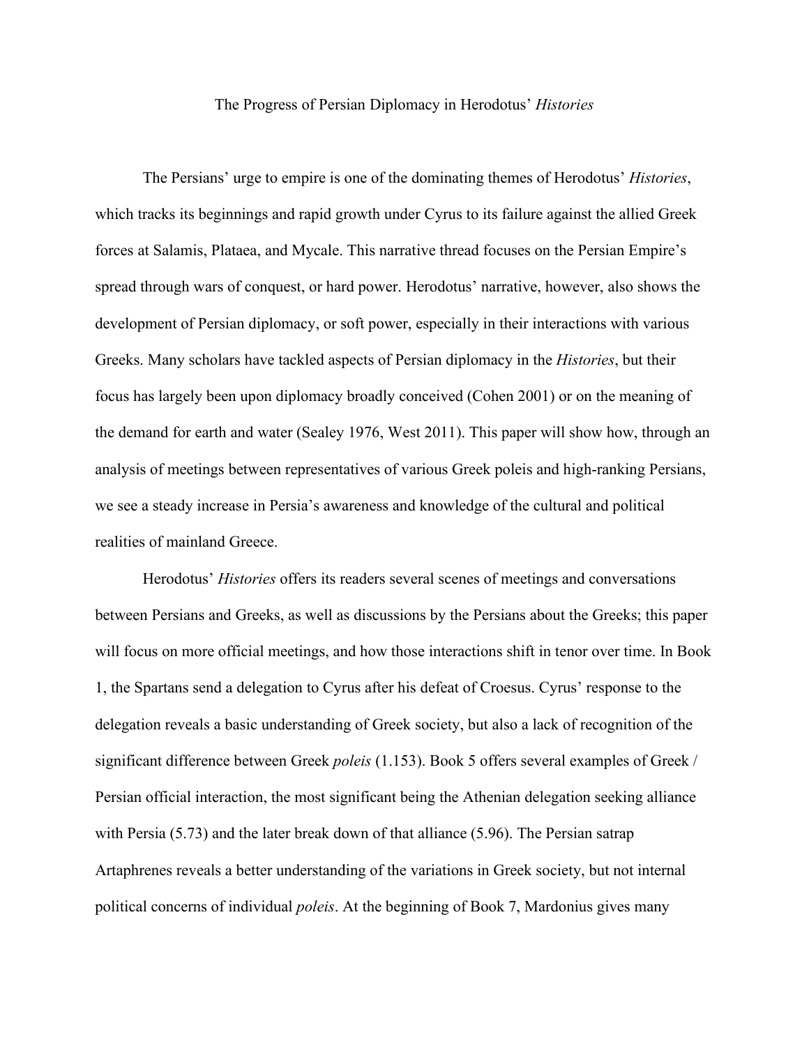# The Progress of Persian Diplomacy in Herodotus' *Histories*

The Persians' urge to empire is one of the dominating themes of Herodotus' *Histories*, which tracks its beginnings and rapid growth under Cyrus to its failure against the allied Greek forces at Salamis, Plataea, and Mycale. This narrative thread focuses on the Persian Empire's spread through wars of conquest, or hard power. Herodotus' narrative, however, also shows the development of Persian diplomacy, or soft power, especially in their interactions with various Greeks. Many scholars have tackled aspects of Persian diplomacy in the *Histories*, but their focus has largely been upon diplomacy broadly conceived (Cohen 2001) or on the meaning of the demand for earth and water (Sealey 1976, West 2011). This paper will show how, through an analysis of meetings between representatives of various Greek poleis and high-ranking Persians, we see a steady increase in Persia's awareness and knowledge of the cultural and political realities of mainland Greece.

Herodotus' *Histories* offers its readers several scenes of meetings and conversations between Persians and Greeks, as well as discussions by the Persians about the Greeks; this paper will focus on more official meetings, and how those interactions shift in tenor over time. In Book 1, the Spartans send a delegation to Cyrus after his defeat of Croesus. Cyrus' response to the delegation reveals a basic understanding of Greek society, but also a lack of recognition of the significant difference between Greek *poleis* (1.153). Book 5 offers several examples of Greek / Persian official interaction, the most significant being the Athenian delegation seeking alliance with Persia (5.73) and the later break down of that alliance (5.96). The Persian satrap Artaphrenes reveals a better understanding of the variations in Greek society, but not internal political concerns of individual *poleis*. At the beginning of Book 7, Mardonius gives many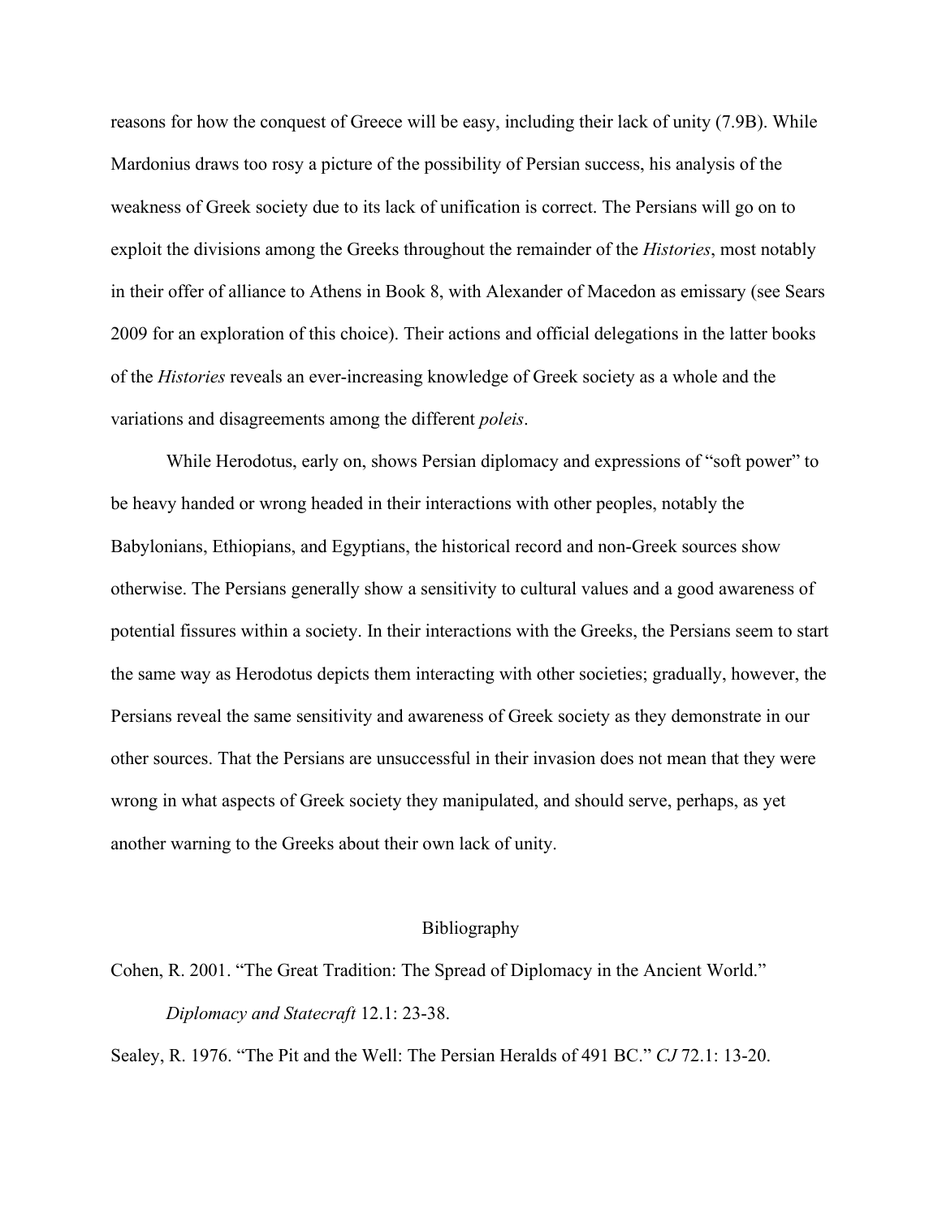reasons for how the conquest of Greece will be easy, including their lack of unity (7.9B). While Mardonius draws too rosy a picture of the possibility of Persian success, his analysis of the weakness of Greek society due to its lack of unification is correct. The Persians will go on to exploit the divisions among the Greeks throughout the remainder of the *Histories*, most notably in their offer of alliance to Athens in Book 8, with Alexander of Macedon as emissary (see Sears 2009 for an exploration of this choice). Their actions and official delegations in the latter books of the *Histories* reveals an ever-increasing knowledge of Greek society as a whole and the variations and disagreements among the different *poleis*.

While Herodotus, early on, shows Persian diplomacy and expressions of "soft power" to be heavy handed or wrong headed in their interactions with other peoples, notably the Babylonians, Ethiopians, and Egyptians, the historical record and non-Greek sources show otherwise. The Persians generally show a sensitivity to cultural values and a good awareness of potential fissures within a society. In their interactions with the Greeks, the Persians seem to start the same way as Herodotus depicts them interacting with other societies; gradually, however, the Persians reveal the same sensitivity and awareness of Greek society as they demonstrate in our other sources. That the Persians are unsuccessful in their invasion does not mean that they were wrong in what aspects of Greek society they manipulated, and should serve, perhaps, as yet another warning to the Greeks about their own lack of unity.

## Bibliography

Cohen, R. 2001. "The Great Tradition: The Spread of Diplomacy in the Ancient World." *Diplomacy and Statecraft* 12.1: 23-38.

Sealey, R. 1976. "The Pit and the Well: The Persian Heralds of 491 BC." *CJ* 72.1: 13-20.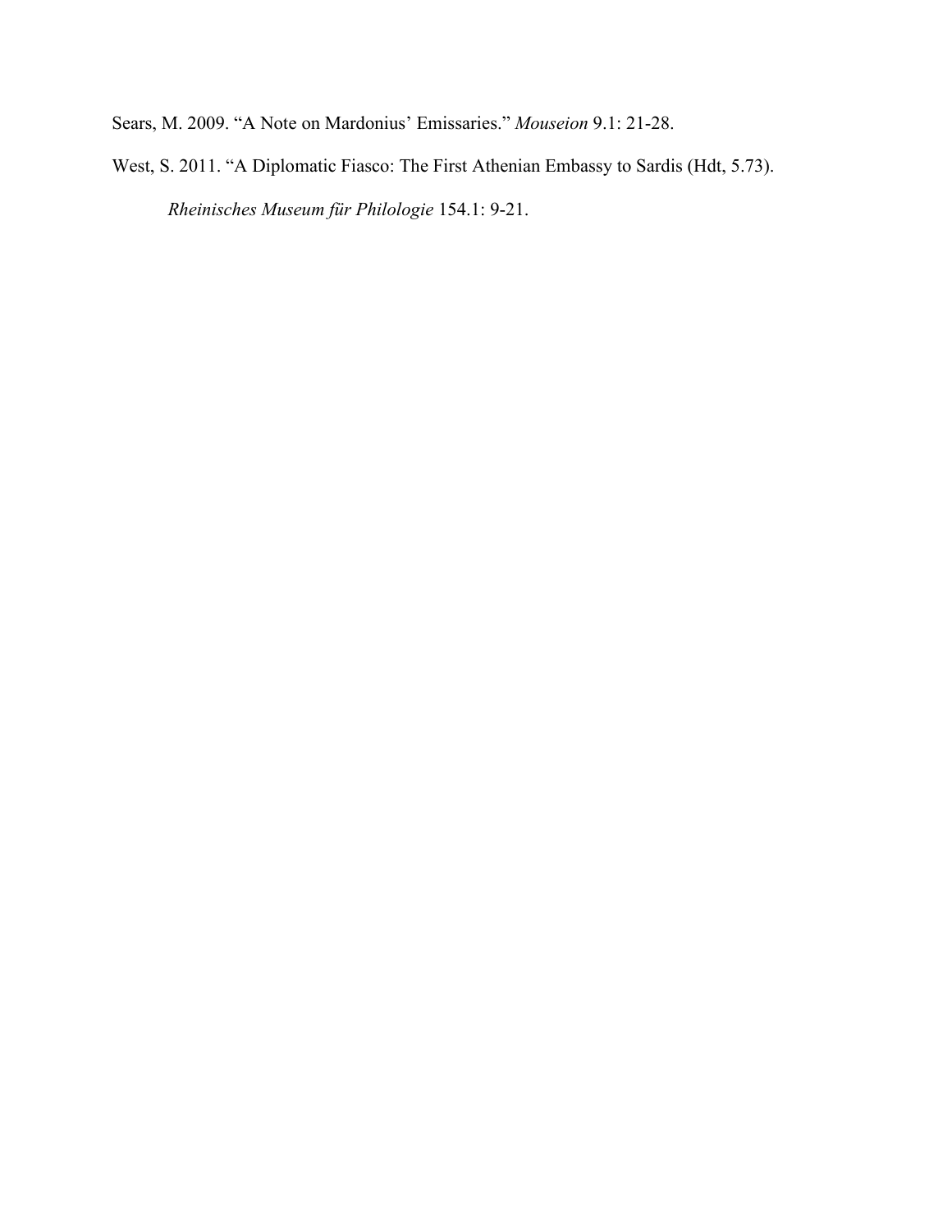Sears, M. 2009. “A Note on Mardonius’ Emissaries.” *Mouseion* 9.1: 21-28.

West, S. 2011. “A Diplomatic Fiasco: The First Athenian Embassy to Sardis (Hdt, 5.73). *Rheinisches Museum für Philologie* 154.1: 9-21.